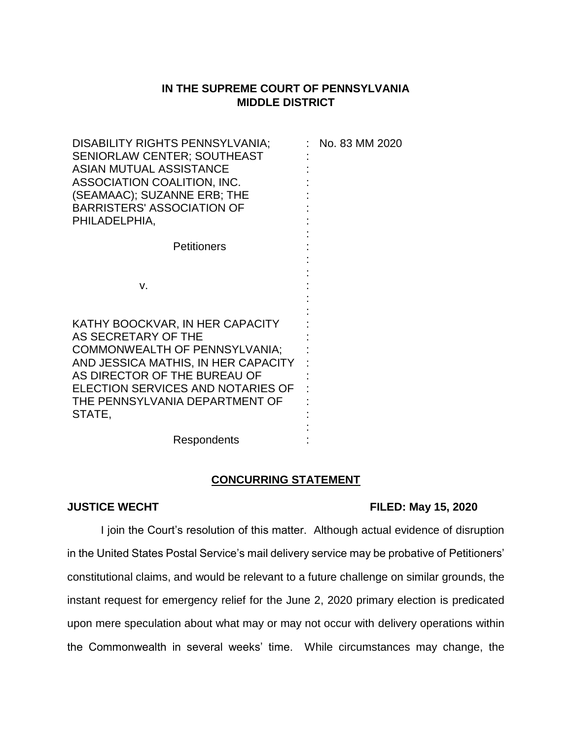**IN THE SUPREME COURT OF PENNSYLVANIA**
**MIDDLE DISTRICT**

| | |
|---|---|
| DISABILITY RIGHTS PENNSYLVANIA; SENIORLAW CENTER; SOUTHEAST ASIAN MUTUAL ASSISTANCE ASSOCIATION COALITION, INC. (SEAMAAC); SUZANNE ERB; THE BARRISTERS' ASSOCIATION OF PHILADELPHIA,<br><br>Petitioners<br><br>v.<br><br>KATHY BOOCKVAR, IN HER CAPACITY AS SECRETARY OF THE COMMONWEALTH OF PENNSYLVANIA; AND JESSICA MATHIS, IN HER CAPACITY AS DIRECTOR OF THE BUREAU OF ELECTION SERVICES AND NOTARIES OF THE PENNSYLVANIA DEPARTMENT OF STATE,<br><br>Respondents | No. 83 MM 2020 |

**CONCURRING STATEMENT**

**JUSTICE WECHT** **FILED: May 15, 2020**

I join the Court's resolution of this matter. Although actual evidence of disruption in the United States Postal Service's mail delivery service may be probative of Petitioners' constitutional claims, and would be relevant to a future challenge on similar grounds, the instant request for emergency relief for the June 2, 2020 primary election is predicated upon mere speculation about what may or may not occur with delivery operations within the Commonwealth in several weeks' time. While circumstances may change, the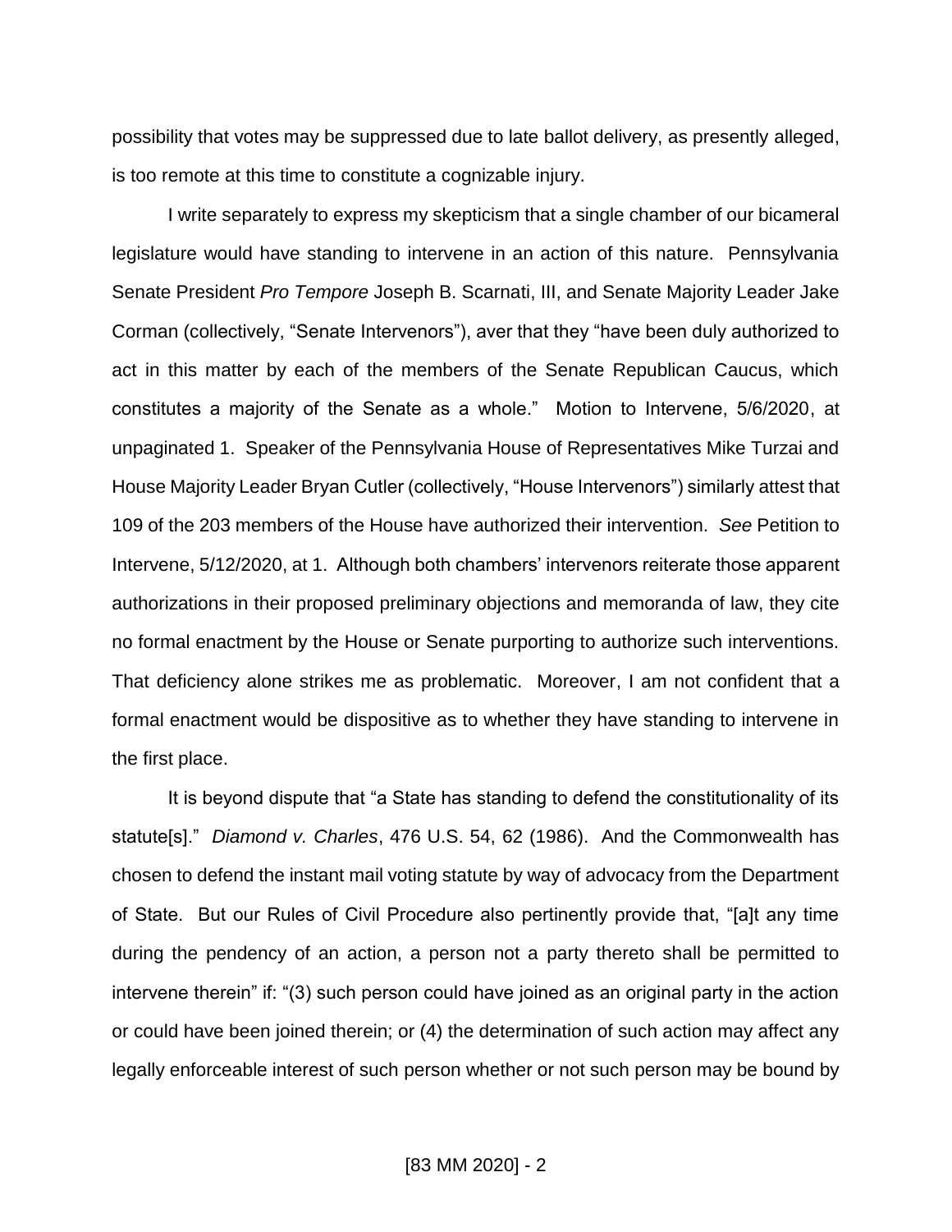possibility that votes may be suppressed due to late ballot delivery, as presently alleged, is too remote at this time to constitute a cognizable injury.

I write separately to express my skepticism that a single chamber of our bicameral legislature would have standing to intervene in an action of this nature. Pennsylvania Senate President *Pro Tempore* Joseph B. Scarnati, III, and Senate Majority Leader Jake Corman (collectively, "Senate Intervenors"), aver that they "have been duly authorized to act in this matter by each of the members of the Senate Republican Caucus, which constitutes a majority of the Senate as a whole." Motion to Intervene, 5/6/2020, at unpaginated 1. Speaker of the Pennsylvania House of Representatives Mike Turzai and House Majority Leader Bryan Cutler (collectively, "House Intervenors") similarly attest that 109 of the 203 members of the House have authorized their intervention. *See* Petition to Intervene, 5/12/2020, at 1. Although both chambers' intervenors reiterate those apparent authorizations in their proposed preliminary objections and memoranda of law, they cite no formal enactment by the House or Senate purporting to authorize such interventions. That deficiency alone strikes me as problematic. Moreover, I am not confident that a formal enactment would be dispositive as to whether they have standing to intervene in the first place.

It is beyond dispute that "a State has standing to defend the constitutionality of its statute[s]." *Diamond v. Charles*, 476 U.S. 54, 62 (1986). And the Commonwealth has chosen to defend the instant mail voting statute by way of advocacy from the Department of State. But our Rules of Civil Procedure also pertinently provide that, "[a]t any time during the pendency of an action, a person not a party thereto shall be permitted to intervene therein" if: "(3) such person could have joined as an original party in the action or could have been joined therein; or (4) the determination of such action may affect any legally enforceable interest of such person whether or not such person may be bound by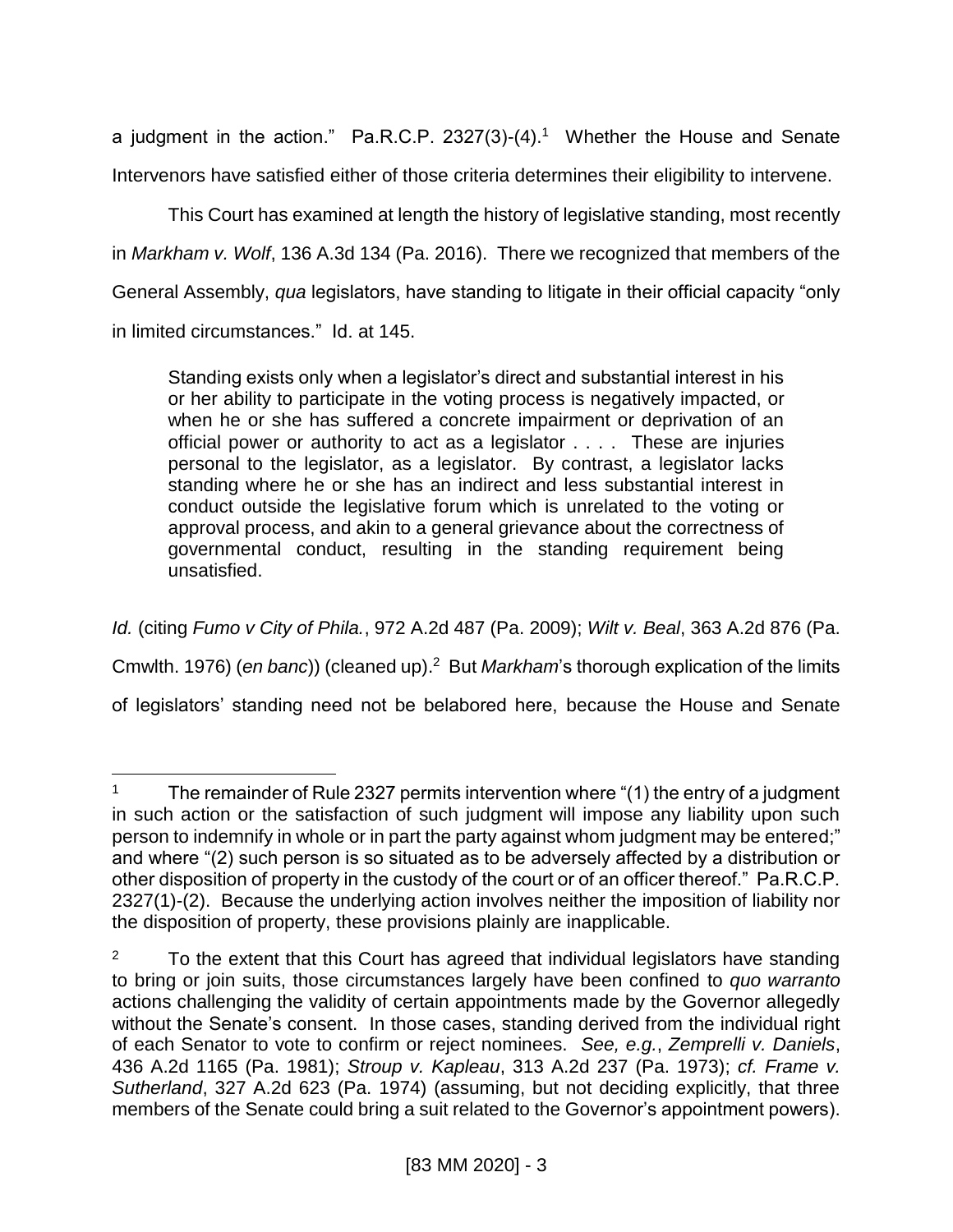a judgment in the action." Pa.R.C.P. 2327(3)-(4).[1] Whether the House and Senate Intervenors have satisfied either of those criteria determines their eligibility to intervene.

This Court has examined at length the history of legislative standing, most recently in *Markham v. Wolf*, 136 A.3d 134 (Pa. 2016). There we recognized that members of the General Assembly, *qua* legislators, have standing to litigate in their official capacity "only in limited circumstances." Id. at 145.

> Standing exists only when a legislator's direct and substantial interest in his or her ability to participate in the voting process is negatively impacted, or when he or she has suffered a concrete impairment or deprivation of an official power or authority to act as a legislator . . . . These are injuries personal to the legislator, as a legislator. By contrast, a legislator lacks standing where he or she has an indirect and less substantial interest in conduct outside the legislative forum which is unrelated to the voting or approval process, and akin to a general grievance about the correctness of governmental conduct, resulting in the standing requirement being unsatisfied.

*Id.* (citing *Fumo v City of Phila.*, 972 A.2d 487 (Pa. 2009); *Wilt v. Beal*, 363 A.2d 876 (Pa. Cmwlth. 1976) (*en banc*)) (cleaned up).[2] But *Markham*'s thorough explication of the limits of legislators' standing need not be belabored here, because the House and Senate

---

[1] The remainder of Rule 2327 permits intervention where "(1) the entry of a judgment in such action or the satisfaction of such judgment will impose any liability upon such person to indemnify in whole or in part the party against whom judgment may be entered;" and where "(2) such person is so situated as to be adversely affected by a distribution or other disposition of property in the custody of the court or of an officer thereof." Pa.R.C.P. 2327(1)-(2). Because the underlying action involves neither the imposition of liability nor the disposition of property, these provisions plainly are inapplicable.

[2] To the extent that this Court has agreed that individual legislators have standing to bring or join suits, those circumstances largely have been confined to *quo warranto* actions challenging the validity of certain appointments made by the Governor allegedly without the Senate's consent. In those cases, standing derived from the individual right of each Senator to vote to confirm or reject nominees. *See, e.g.*, *Zemprelli v. Daniels*, 436 A.2d 1165 (Pa. 1981); *Stroup v. Kapleau*, 313 A.2d 237 (Pa. 1973); *cf. Frame v. Sutherland*, 327 A.2d 623 (Pa. 1974) (assuming, but not deciding explicitly, that three members of the Senate could bring a suit related to the Governor's appointment powers).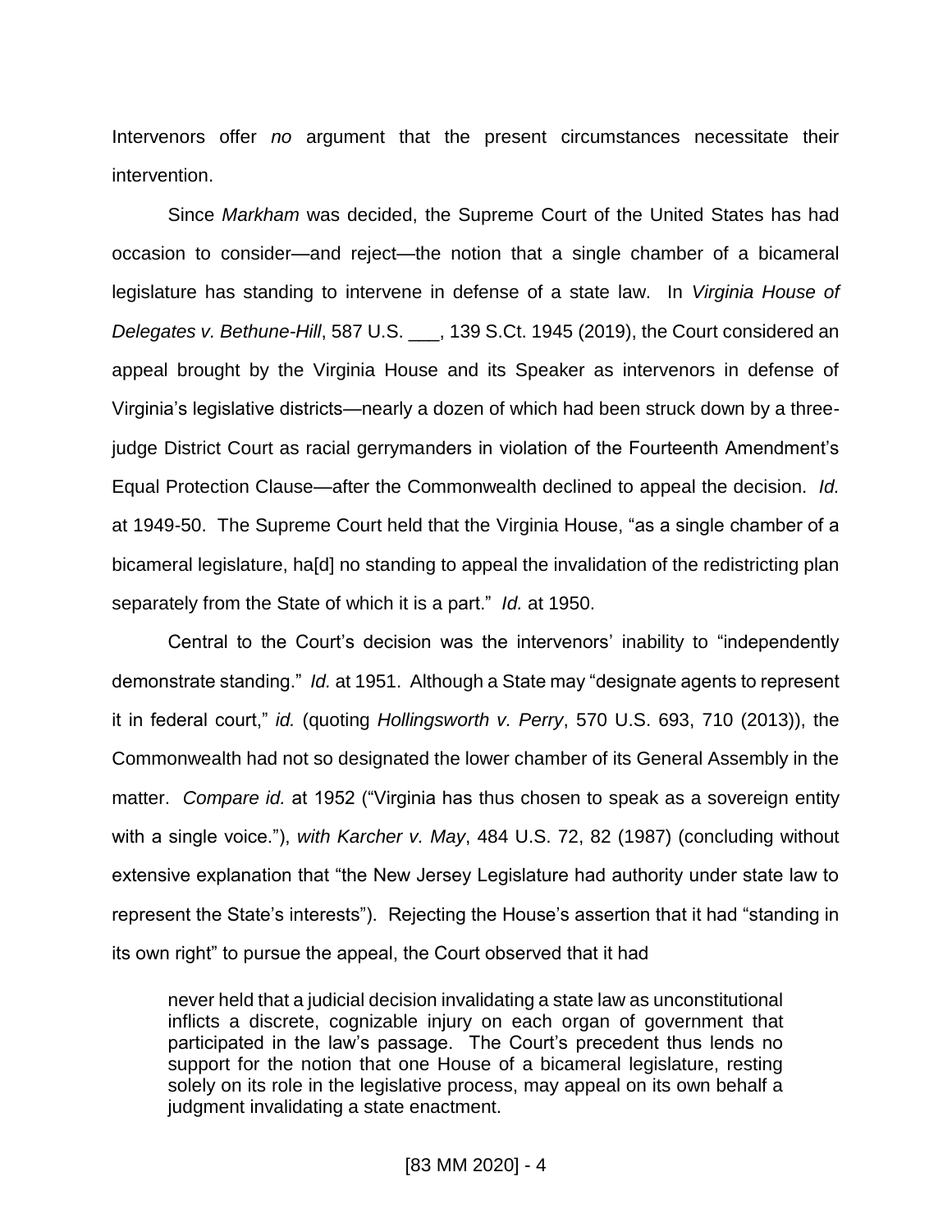Intervenors offer *no* argument that the present circumstances necessitate their intervention.

Since *Markham* was decided, the Supreme Court of the United States has had occasion to consider—and reject—the notion that a single chamber of a bicameral legislature has standing to intervene in defense of a state law. In *Virginia House of Delegates v. Bethune-Hill*, 587 U.S. ___, 139 S.Ct. 1945 (2019), the Court considered an appeal brought by the Virginia House and its Speaker as intervenors in defense of Virginia's legislative districts—nearly a dozen of which had been struck down by a three-judge District Court as racial gerrymanders in violation of the Fourteenth Amendment's Equal Protection Clause—after the Commonwealth declined to appeal the decision. *Id.* at 1949-50. The Supreme Court held that the Virginia House, "as a single chamber of a bicameral legislature, ha[d] no standing to appeal the invalidation of the redistricting plan separately from the State of which it is a part." *Id.* at 1950.

Central to the Court's decision was the intervenors' inability to "independently demonstrate standing." *Id.* at 1951. Although a State may "designate agents to represent it in federal court," *id.* (quoting *Hollingsworth v. Perry*, 570 U.S. 693, 710 (2013)), the Commonwealth had not so designated the lower chamber of its General Assembly in the matter. *Compare id.* at 1952 ("Virginia has thus chosen to speak as a sovereign entity with a single voice."), *with Karcher v. May*, 484 U.S. 72, 82 (1987) (concluding without extensive explanation that "the New Jersey Legislature had authority under state law to represent the State's interests"). Rejecting the House's assertion that it had "standing in its own right" to pursue the appeal, the Court observed that it had

> never held that a judicial decision invalidating a state law as unconstitutional inflicts a discrete, cognizable injury on each organ of government that participated in the law's passage. The Court's precedent thus lends no support for the notion that one House of a bicameral legislature, resting solely on its role in the legislative process, may appeal on its own behalf a judgment invalidating a state enactment.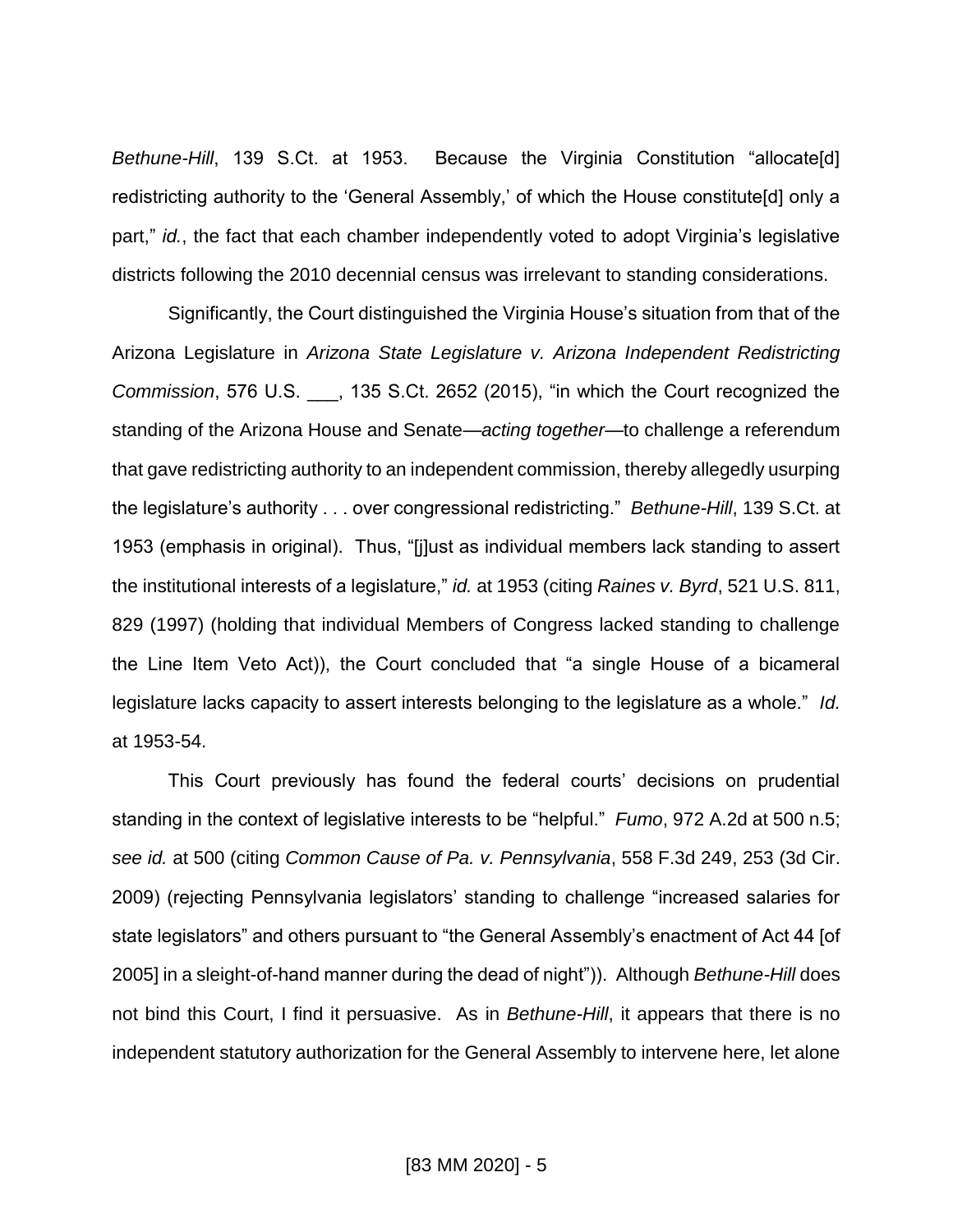*Bethune-Hill*, 139 S.Ct. at 1953. Because the Virginia Constitution "allocate[d] redistricting authority to the 'General Assembly,' of which the House constitute[d] only a part," *id.*, the fact that each chamber independently voted to adopt Virginia's legislative districts following the 2010 decennial census was irrelevant to standing considerations.

Significantly, the Court distinguished the Virginia House's situation from that of the Arizona Legislature in *Arizona State Legislature v. Arizona Independent Redistricting Commission*, 576 U.S. ___, 135 S.Ct. 2652 (2015), "in which the Court recognized the standing of the Arizona House and Senate—*acting together*—to challenge a referendum that gave redistricting authority to an independent commission, thereby allegedly usurping the legislature's authority . . . over congressional redistricting." *Bethune-Hill*, 139 S.Ct. at 1953 (emphasis in original). Thus, "[j]ust as individual members lack standing to assert the institutional interests of a legislature," *id.* at 1953 (citing *Raines v. Byrd*, 521 U.S. 811, 829 (1997) (holding that individual Members of Congress lacked standing to challenge the Line Item Veto Act)), the Court concluded that "a single House of a bicameral legislature lacks capacity to assert interests belonging to the legislature as a whole." *Id.* at 1953-54.

This Court previously has found the federal courts' decisions on prudential standing in the context of legislative interests to be "helpful." *Fumo*, 972 A.2d at 500 n.5; *see id.* at 500 (citing *Common Cause of Pa. v. Pennsylvania*, 558 F.3d 249, 253 (3d Cir. 2009) (rejecting Pennsylvania legislators' standing to challenge "increased salaries for state legislators" and others pursuant to "the General Assembly's enactment of Act 44 [of 2005] in a sleight-of-hand manner during the dead of night")). Although *Bethune-Hill* does not bind this Court, I find it persuasive. As in *Bethune-Hill*, it appears that there is no independent statutory authorization for the General Assembly to intervene here, let alone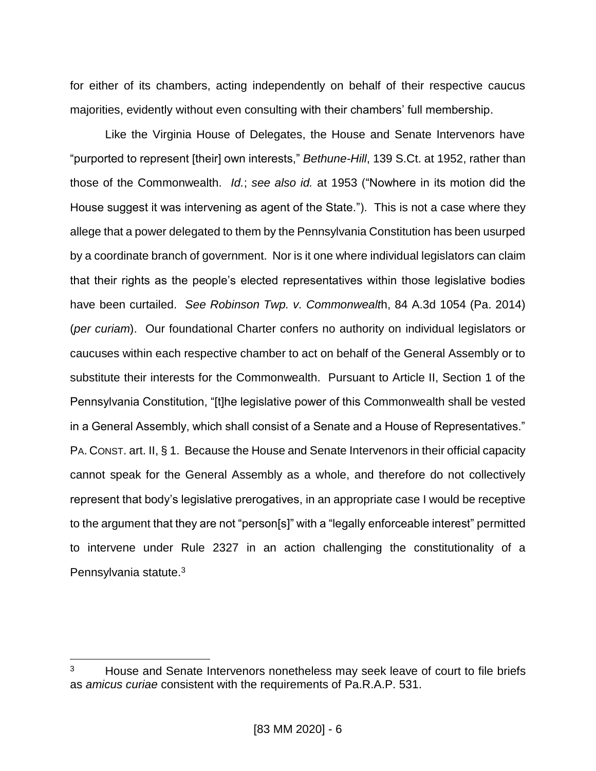for either of its chambers, acting independently on behalf of their respective caucus majorities, evidently without even consulting with their chambers' full membership.

Like the Virginia House of Delegates, the House and Senate Intervenors have "purported to represent [their] own interests," *Bethune-Hill*, 139 S.Ct. at 1952, rather than those of the Commonwealth. *Id.*; *see also id.* at 1953 ("Nowhere in its motion did the House suggest it was intervening as agent of the State."). This is not a case where they allege that a power delegated to them by the Pennsylvania Constitution has been usurped by a coordinate branch of government. Nor is it one where individual legislators can claim that their rights as the people's elected representatives within those legislative bodies have been curtailed. *See Robinson Twp. v. Commonwealth*, 84 A.3d 1054 (Pa. 2014) (*per curiam*). Our foundational Charter confers no authority on individual legislators or caucuses within each respective chamber to act on behalf of the General Assembly or to substitute their interests for the Commonwealth. Pursuant to Article II, Section 1 of the Pennsylvania Constitution, "[t]he legislative power of this Commonwealth shall be vested in a General Assembly, which shall consist of a Senate and a House of Representatives." PA. CONST. art. II, § 1. Because the House and Senate Intervenors in their official capacity cannot speak for the General Assembly as a whole, and therefore do not collectively represent that body's legislative prerogatives, in an appropriate case I would be receptive to the argument that they are not "person[s]" with a "legally enforceable interest" permitted to intervene under Rule 2327 in an action challenging the constitutionality of a Pennsylvania statute.[3]

---

[3] House and Senate Intervenors nonetheless may seek leave of court to file briefs as *amicus curiae* consistent with the requirements of Pa.R.A.P. 531.